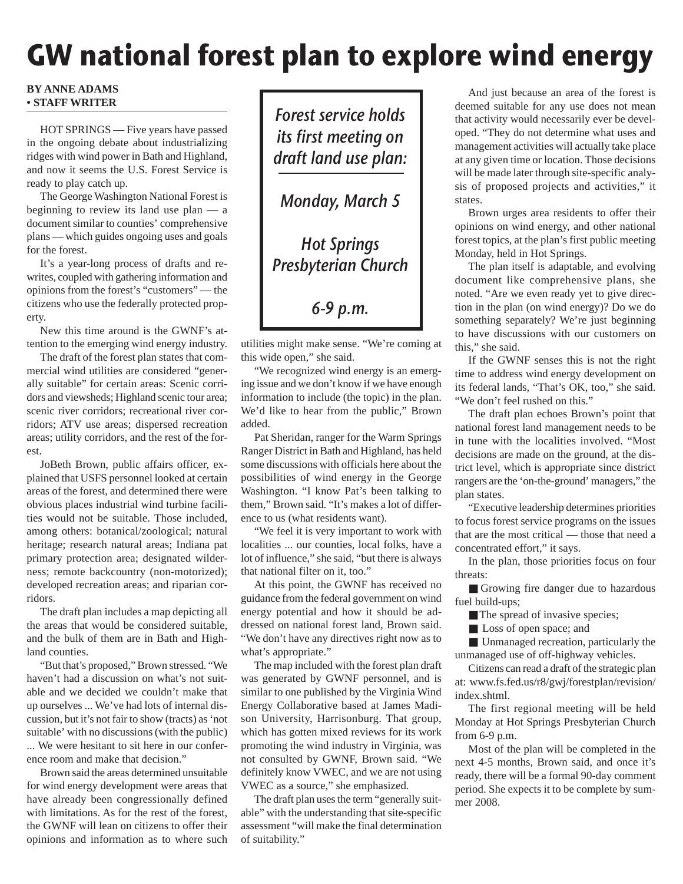# GW national forest plan to explore wind energy

**BY ANNE ADAMS**
**• STAFF WRITER**

HOT SPRINGS — Five years have passed in the ongoing debate about industrializing ridges with wind power in Bath and Highland, and now it seems the U.S. Forest Service is ready to play catch up.

The George Washington National Forest is beginning to review its land use plan — a document similar to counties' comprehensive plans — which guides ongoing uses and goals for the forest.

It's a year-long process of drafts and rewrites, coupled with gathering information and opinions from the forest's "customers" — the citizens who use the federally protected property.

New this time around is the GWNF's attention to the emerging wind energy industry.

The draft of the forest plan states that commercial wind utilities are considered "generally suitable" for certain areas: Scenic corridors and viewsheds; Highland scenic tour area; scenic river corridors; recreational river corridors; ATV use areas; dispersed recreation areas; utility corridors, and the rest of the forest.

JoBeth Brown, public affairs officer, explained that USFS personnel looked at certain areas of the forest, and determined there were obvious places industrial wind turbine facilities would not be suitable. Those included, among others: botanical/zoological; natural heritage; research natural areas; Indiana pat primary protection area; designated wilderness; remote backcountry (non-motorized); developed recreation areas; and riparian corridors.

The draft plan includes a map depicting all the areas that would be considered suitable, and the bulk of them are in Bath and Highland counties.

"But that's proposed," Brown stressed. "We haven't had a discussion on what's not suitable and we decided we couldn't make that up ourselves ... We've had lots of internal discussion, but it's not fair to show (tracts) as 'not suitable' with no discussions (with the public) ... We were hesitant to sit here in our conference room and make that decision."

Brown said the areas determined unsuitable for wind energy development were areas that have already been congressionally defined with limitations. As for the rest of the forest, the GWNF will lean on citizens to offer their opinions and information as to where such utilities might make sense. "We're coming at this wide open," she said.

> *Forest service holds its first meeting on draft land use plan:*
>
> *Monday, March 5*
>
> *Hot Springs Presbyterian Church*
>
> *6-9 p.m.*

"We recognized wind energy is an emerging issue and we don't know if we have enough information to include (the topic) in the plan. We'd like to hear from the public," Brown added.

Pat Sheridan, ranger for the Warm Springs Ranger District in Bath and Highland, has held some discussions with officials here about the possibilities of wind energy in the George Washington. "I know Pat's been talking to them," Brown said. "It's makes a lot of difference to us (what residents want).

"We feel it is very important to work with localities ... our counties, local folks, have a lot of influence," she said, "but there is always that national filter on it, too."

At this point, the GWNF has received no guidance from the federal government on wind energy potential and how it should be addressed on national forest land, Brown said. "We don't have any directives right now as to what's appropriate."

The map included with the forest plan draft was generated by GWNF personnel, and is similar to one published by the Virginia Wind Energy Collaborative based at James Madison University, Harrisonburg. That group, which has gotten mixed reviews for its work promoting the wind industry in Virginia, was not consulted by GWNF, Brown said. "We definitely know VWEC, and we are not using VWEC as a source," she emphasized.

The draft plan uses the term "generally suitable" with the understanding that site-specific assessment "will make the final determination of suitability."

And just because an area of the forest is deemed suitable for any use does not mean that activity would necessarily ever be developed. "They do not determine what uses and management activities will actually take place at any given time or location. Those decisions will be made later through site-specific analysis of proposed projects and activities," it states.

Brown urges area residents to offer their opinions on wind energy, and other national forest topics, at the plan's first public meeting Monday, held in Hot Springs.

The plan itself is adaptable, and evolving document like comprehensive plans, she noted. "Are we even ready yet to give direction in the plan (on wind energy)? Do we do something separately? We're just beginning to have discussions with our customers on this," she said.

If the GWNF senses this is not the right time to address wind energy development on its federal lands, "That's OK, too," she said. "We don't feel rushed on this."

The draft plan echoes Brown's point that national forest land management needs to be in tune with the localities involved. "Most decisions are made on the ground, at the district level, which is appropriate since district rangers are the 'on-the-ground' managers," the plan states.

"Executive leadership determines priorities to focus forest service programs on the issues that are the most critical — those that need a concentrated effort," it says.

In the plan, those priorities focus on four threats:

- Growing fire danger due to hazardous fuel build-ups;
- The spread of invasive species;
- Loss of open space; and
- Unmanaged recreation, particularly the unmanaged use of off-highway vehicles.

Citizens can read a draft of the strategic plan at: www.fs.fed.us/r8/gwj/forestplan/revision/index.shtml.

The first regional meeting will be held Monday at Hot Springs Presbyterian Church from 6-9 p.m.

Most of the plan will be completed in the next 4-5 months, Brown said, and once it's ready, there will be a formal 90-day comment period. She expects it to be complete by summer 2008.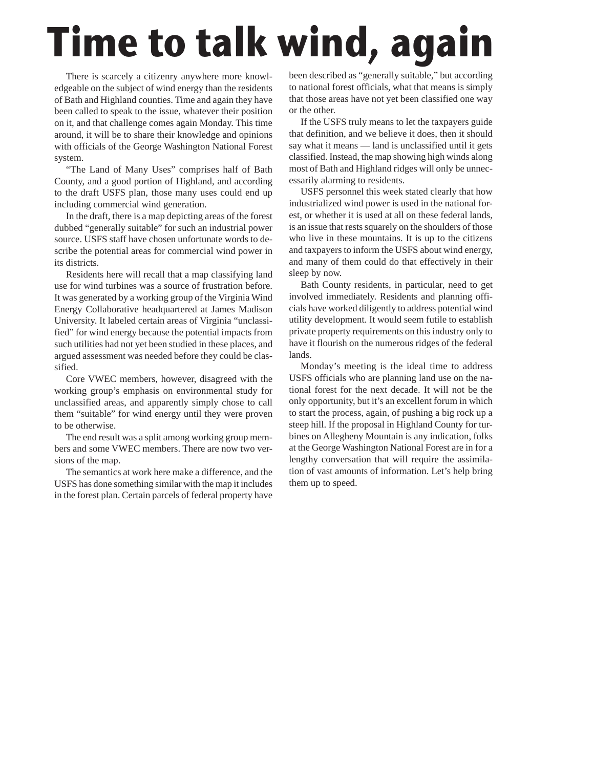# Time to talk wind, again

There is scarcely a citizenry anywhere more knowledgeable on the subject of wind energy than the residents of Bath and Highland counties. Time and again they have been called to speak to the issue, whatever their position on it, and that challenge comes again Monday. This time around, it will be to share their knowledge and opinions with officials of the George Washington National Forest system.

"The Land of Many Uses" comprises half of Bath County, and a good portion of Highland, and according to the draft USFS plan, those many uses could end up including commercial wind generation.

In the draft, there is a map depicting areas of the forest dubbed "generally suitable" for such an industrial power source. USFS staff have chosen unfortunate words to describe the potential areas for commercial wind power in its districts.

Residents here will recall that a map classifying land use for wind turbines was a source of frustration before. It was generated by a working group of the Virginia Wind Energy Collaborative headquartered at James Madison University. It labeled certain areas of Virginia "unclassified" for wind energy because the potential impacts from such utilities had not yet been studied in these places, and argued assessment was needed before they could be classified.

Core VWEC members, however, disagreed with the working group's emphasis on environmental study for unclassified areas, and apparently simply chose to call them "suitable" for wind energy until they were proven to be otherwise.

The end result was a split among working group members and some VWEC members. There are now two versions of the map.

The semantics at work here make a difference, and the USFS has done something similar with the map it includes in the forest plan. Certain parcels of federal property have been described as "generally suitable," but according to national forest officials, what that means is simply that those areas have not yet been classified one way or the other.

If the USFS truly means to let the taxpayers guide that definition, and we believe it does, then it should say what it means — land is unclassified until it gets classified. Instead, the map showing high winds along most of Bath and Highland ridges will only be unnecessarily alarming to residents.

USFS personnel this week stated clearly that how industrialized wind power is used in the national forest, or whether it is used at all on these federal lands, is an issue that rests squarely on the shoulders of those who live in these mountains. It is up to the citizens and taxpayers to inform the USFS about wind energy, and many of them could do that effectively in their sleep by now.

Bath County residents, in particular, need to get involved immediately. Residents and planning officials have worked diligently to address potential wind utility development. It would seem futile to establish private property requirements on this industry only to have it flourish on the numerous ridges of the federal lands.

Monday's meeting is the ideal time to address USFS officials who are planning land use on the national forest for the next decade. It will not be the only opportunity, but it's an excellent forum in which to start the process, again, of pushing a big rock up a steep hill. If the proposal in Highland County for turbines on Allegheny Mountain is any indication, folks at the George Washington National Forest are in for a lengthy conversation that will require the assimilation of vast amounts of information. Let's help bring them up to speed.